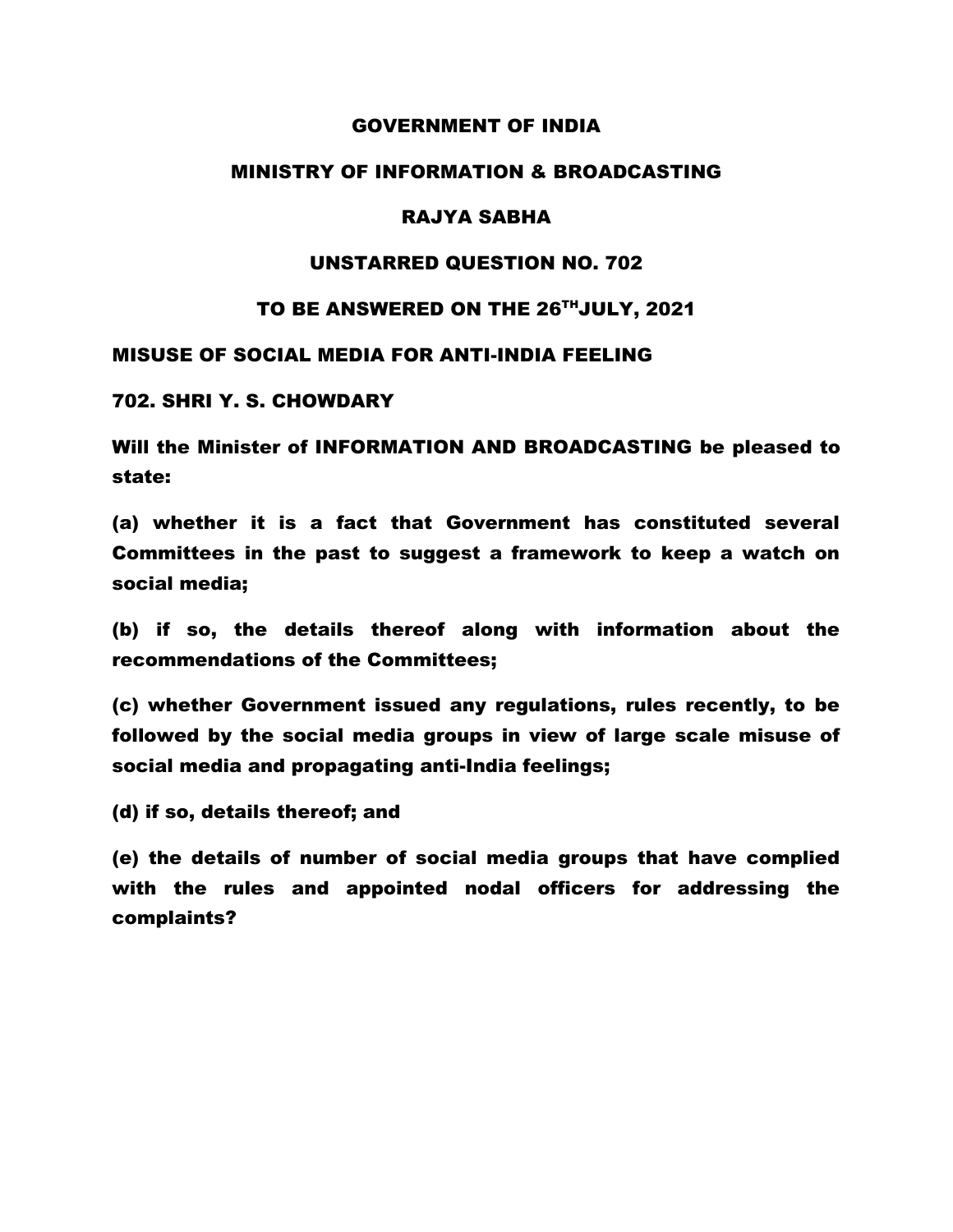# GOVERNMENT OF INDIA

## MINISTRY OF INFORMATION & BROADCASTING

## RAJYA SABHA

### UNSTARRED QUESTION NO. 702

### TO BE ANSWERED ON THE 26TH JULY, 2021

**MISUSE OF SOCIAL MEDIA FOR ANTI-INDIA FEELING**

**702. SHRI Y. S. CHOWDARY**

**Will the Minister of INFORMATION AND BROADCASTING be pleased to state:**

**(a) whether it is a fact that Government has constituted several Committees in the past to suggest a framework to keep a watch on social media;**

**(b) if so, the details thereof along with information about the recommendations of the Committees;**

**(c) whether Government issued any regulations, rules recently, to be followed by the social media groups in view of large scale misuse of social media and propagating anti-India feelings;**

**(d) if so, details thereof; and**

**(e) the details of number of social media groups that have complied with the rules and appointed nodal officers for addressing the complaints?**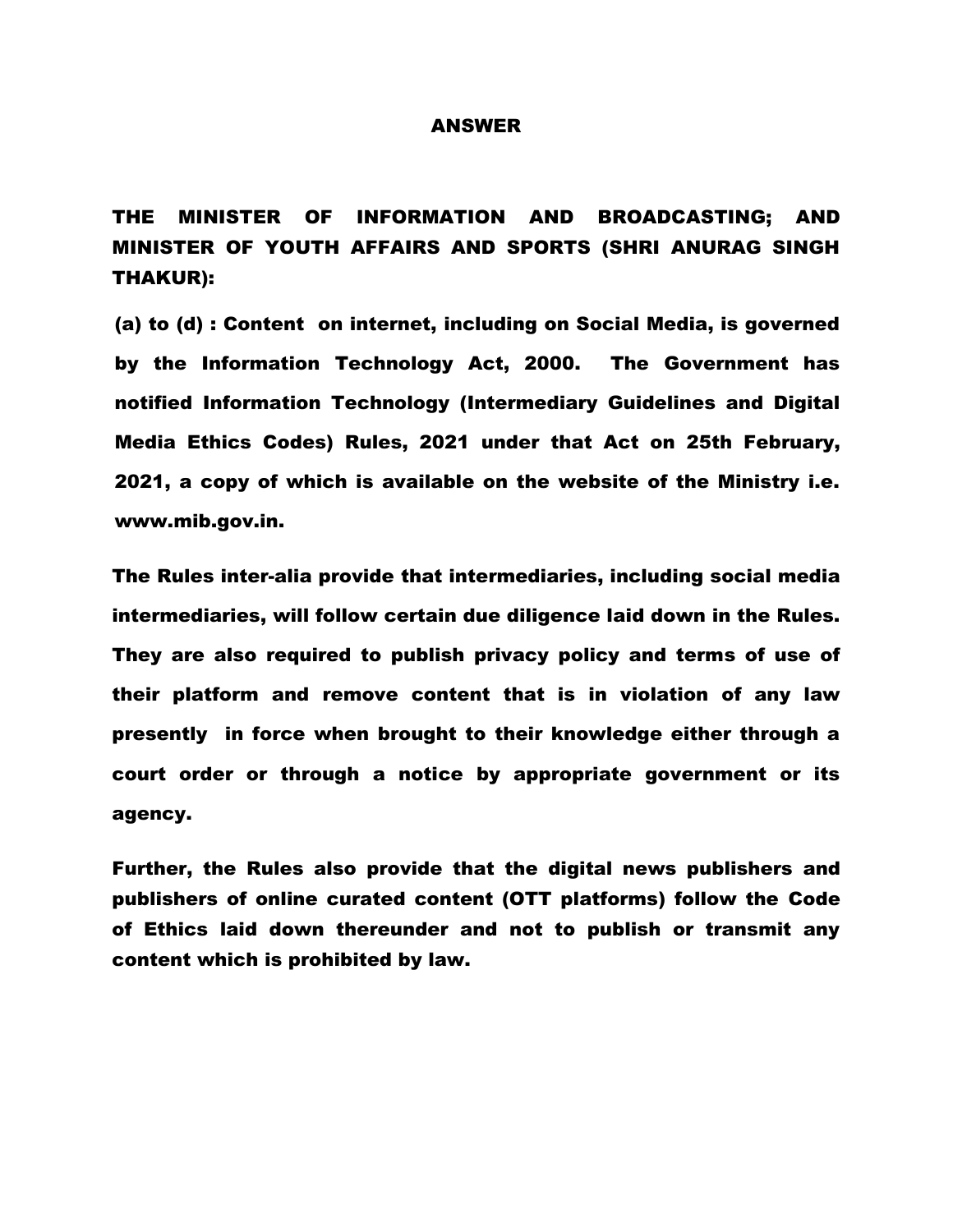# ANSWER

**THE MINISTER OF INFORMATION AND BROADCASTING; AND MINISTER OF YOUTH AFFAIRS AND SPORTS (SHRI ANURAG SINGH THAKUR):**

**(a) to (d) : Content on internet, including on Social Media, is governed by the Information Technology Act, 2000. The Government has notified Information Technology (Intermediary Guidelines and Digital Media Ethics Codes) Rules, 2021 under that Act on 25th February, 2021, a copy of which is available on the website of the Ministry i.e. www.mib.gov.in.**

**The Rules inter-alia provide that intermediaries, including social media intermediaries, will follow certain due diligence laid down in the Rules. They are also required to publish privacy policy and terms of use of their platform and remove content that is in violation of any law presently in force when brought to their knowledge either through a court order or through a notice by appropriate government or its agency.**

**Further, the Rules also provide that the digital news publishers and publishers of online curated content (OTT platforms) follow the Code of Ethics laid down thereunder and not to publish or transmit any content which is prohibited by law.**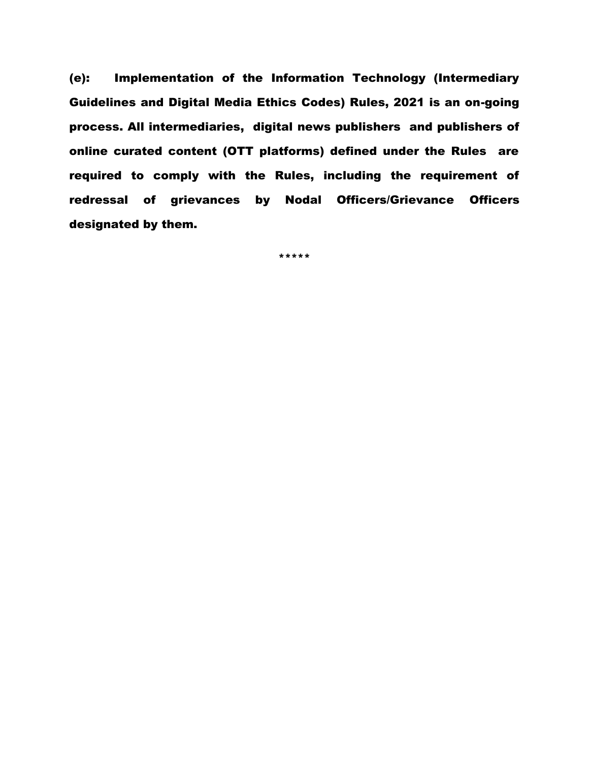**(e): Implementation of the Information Technology (Intermediary Guidelines and Digital Media Ethics Codes) Rules, 2021 is an on-going process. All intermediaries, digital news publishers and publishers of online curated content (OTT platforms) defined under the Rules are required to comply with the Rules, including the requirement of redressal of grievances by Nodal Officers/Grievance Officers designated by them.**

*****